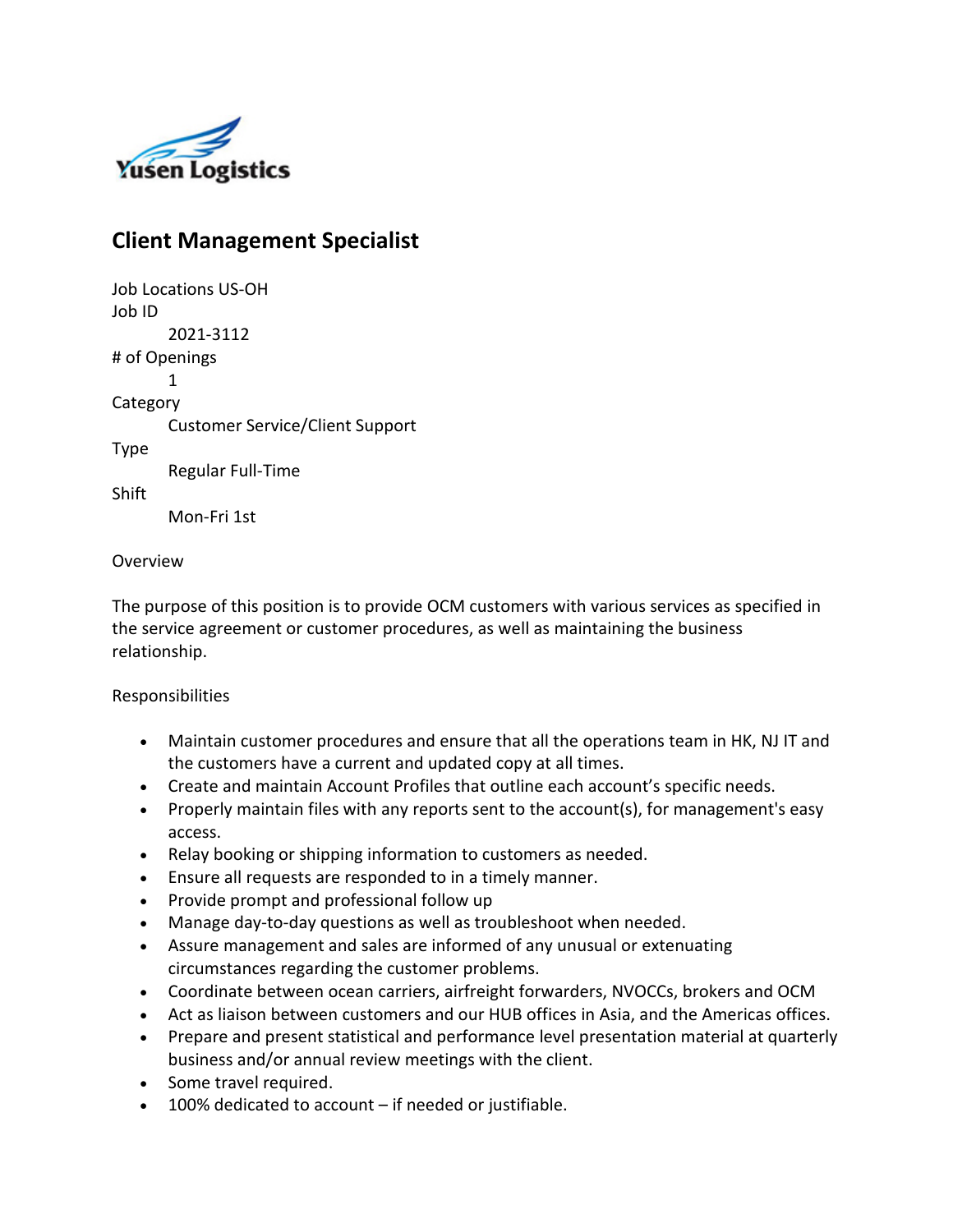Yusen Logistics

# Client Management Specialist

Job Locations US-OH

Job ID

2021-3112

# of Openings

1

Category

Customer Service/Client Support

Type

Regular Full-Time

Shift

Mon-Fri 1st

Overview

The purpose of this position is to provide OCM customers with various services as specified in the service agreement or customer procedures, as well as maintaining the business relationship.

Responsibilities

- Maintain customer procedures and ensure that all the operations team in HK, NJ IT and the customers have a current and updated copy at all times.
- Create and maintain Account Profiles that outline each account's specific needs.
- Properly maintain files with any reports sent to the account(s), for management's easy access.
- Relay booking or shipping information to customers as needed.
- Ensure all requests are responded to in a timely manner.
- Provide prompt and professional follow up
- Manage day-to-day questions as well as troubleshoot when needed.
- Assure management and sales are informed of any unusual or extenuating circumstances regarding the customer problems.
- Coordinate between ocean carriers, airfreight forwarders, NVOCCs, brokers and OCM
- Act as liaison between customers and our HUB offices in Asia, and the Americas offices.
- Prepare and present statistical and performance level presentation material at quarterly business and/or annual review meetings with the client.
- Some travel required.
- 100% dedicated to account – if needed or justifiable.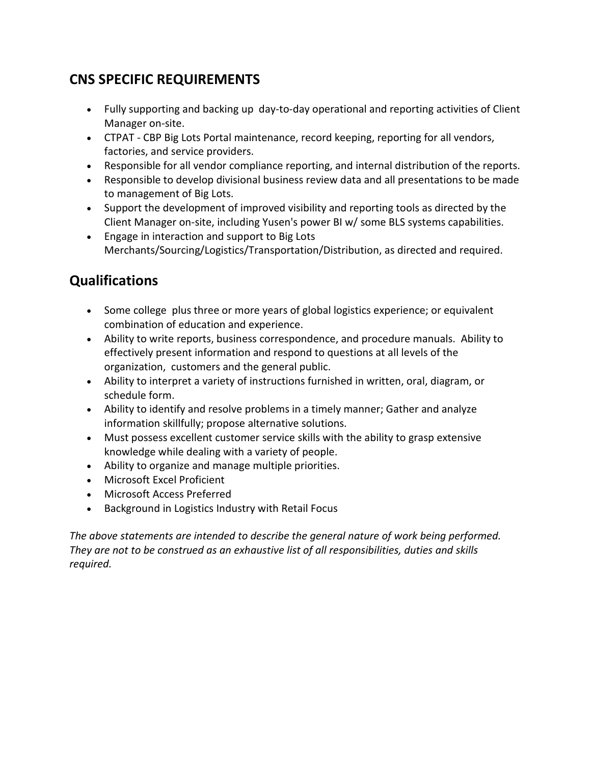## CNS SPECIFIC REQUIREMENTS

- Fully supporting and backing up day-to-day operational and reporting activities of Client Manager on-site.
- CTPAT - CBP Big Lots Portal maintenance, record keeping, reporting for all vendors, factories, and service providers.
- Responsible for all vendor compliance reporting, and internal distribution of the reports.
- Responsible to develop divisional business review data and all presentations to be made to management of Big Lots.
- Support the development of improved visibility and reporting tools as directed by the Client Manager on-site, including Yusen's power BI w/ some BLS systems capabilities.
- Engage in interaction and support to Big Lots Merchants/Sourcing/Logistics/Transportation/Distribution, as directed and required.

## Qualifications

- Some college plus three or more years of global logistics experience; or equivalent combination of education and experience.
- Ability to write reports, business correspondence, and procedure manuals. Ability to effectively present information and respond to questions at all levels of the organization, customers and the general public.
- Ability to interpret a variety of instructions furnished in written, oral, diagram, or schedule form.
- Ability to identify and resolve problems in a timely manner; Gather and analyze information skillfully; propose alternative solutions.
- Must possess excellent customer service skills with the ability to grasp extensive knowledge while dealing with a variety of people.
- Ability to organize and manage multiple priorities.
- Microsoft Excel Proficient
- Microsoft Access Preferred
- Background in Logistics Industry with Retail Focus

*The above statements are intended to describe the general nature of work being performed. They are not to be construed as an exhaustive list of all responsibilities, duties and skills required.*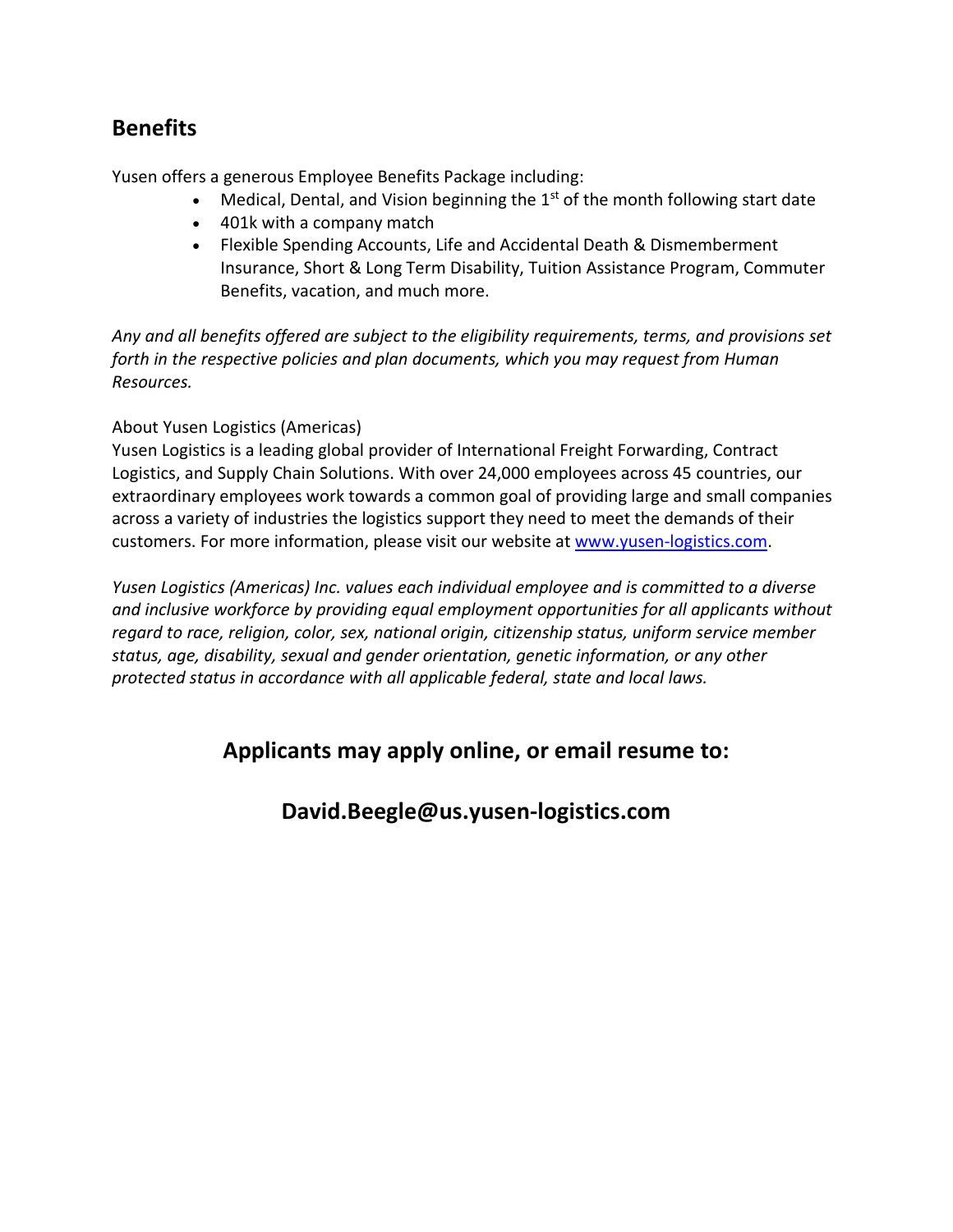## Benefits

Yusen offers a generous Employee Benefits Package including:

- Medical, Dental, and Vision beginning the 1st of the month following start date
- 401k with a company match
- Flexible Spending Accounts, Life and Accidental Death & Dismemberment Insurance, Short & Long Term Disability, Tuition Assistance Program, Commuter Benefits, vacation, and much more.

*Any and all benefits offered are subject to the eligibility requirements, terms, and provisions set forth in the respective policies and plan documents, which you may request from Human Resources.*

About Yusen Logistics (Americas)
Yusen Logistics is a leading global provider of International Freight Forwarding, Contract Logistics, and Supply Chain Solutions. With over 24,000 employees across 45 countries, our extraordinary employees work towards a common goal of providing large and small companies across a variety of industries the logistics support they need to meet the demands of their customers. For more information, please visit our website at [www.yusen-logistics.com](http://www.yusen-logistics.com).

*Yusen Logistics (Americas) Inc. values each individual employee and is committed to a diverse and inclusive workforce by providing equal employment opportunities for all applicants without regard to race, religion, color, sex, national origin, citizenship status, uniform service member status, age, disability, sexual and gender orientation, genetic information, or any other protected status in accordance with all applicable federal, state and local laws.*

**Applicants may apply online, or email resume to:**

**David.Beegle@us.yusen-logistics.com**